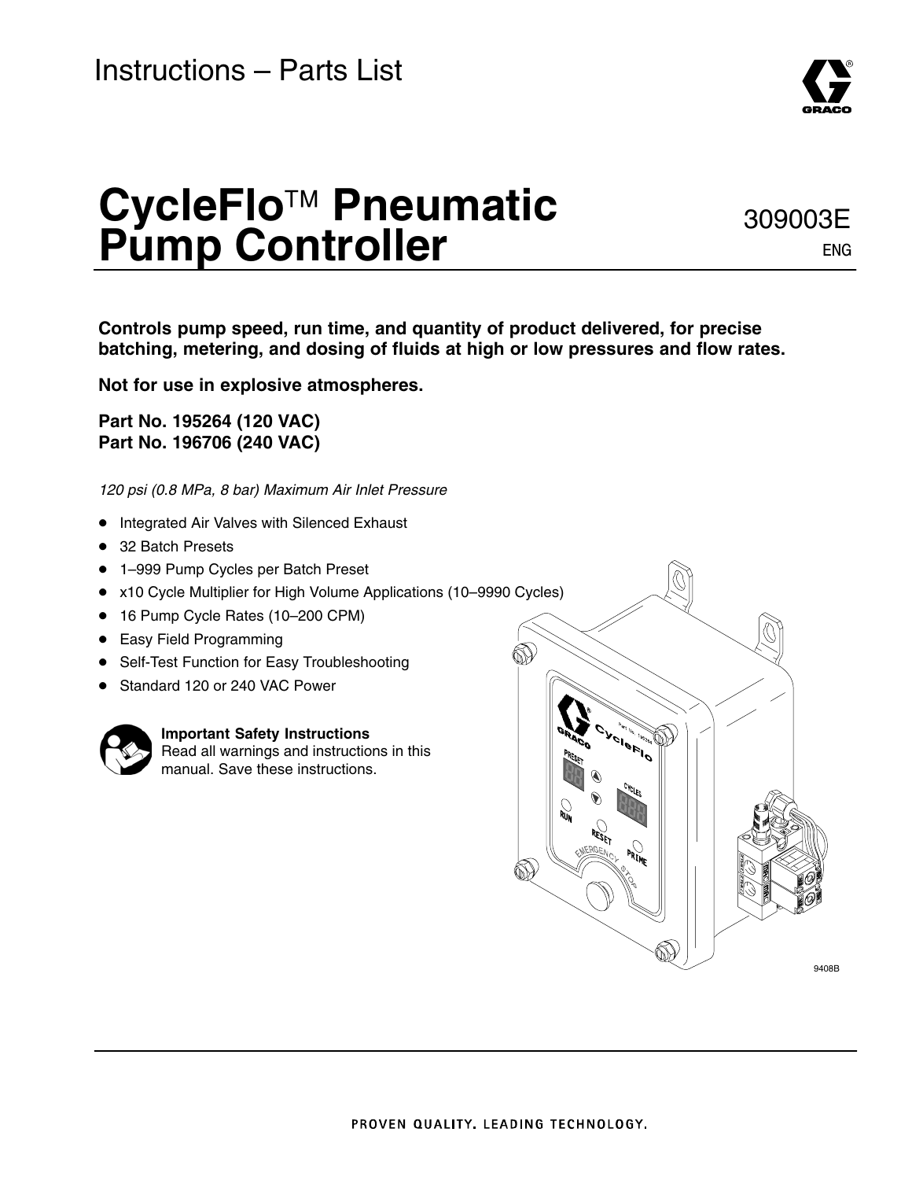Instructions – Parts List

# CycleFlo™ Pneumatic Pump Controller

309003E

ENG

**Controls pump speed, run time, and quantity of product delivered, for precise batching, metering, and dosing of fluids at high or low pressures and flow rates.**

**Not for use in explosive atmospheres.**

**Part No. 195264 (120 VAC)**
**Part No. 196706 (240 VAC)**

*120 psi (0.8 MPa, 8 bar) Maximum Air Inlet Pressure*

- Integrated Air Valves with Silenced Exhaust
- 32 Batch Presets
- 1–999 Pump Cycles per Batch Preset
- x10 Cycle Multiplier for High Volume Applications (10–9990 Cycles)
- 16 Pump Cycle Rates (10–200 CPM)
- Easy Field Programming
- Self-Test Function for Easy Troubleshooting
- Standard 120 or 240 VAC Power

**Important Safety Instructions**
Read all warnings and instructions in this manual. Save these instructions.

9408B

PROVEN QUALITY. LEADING TECHNOLOGY.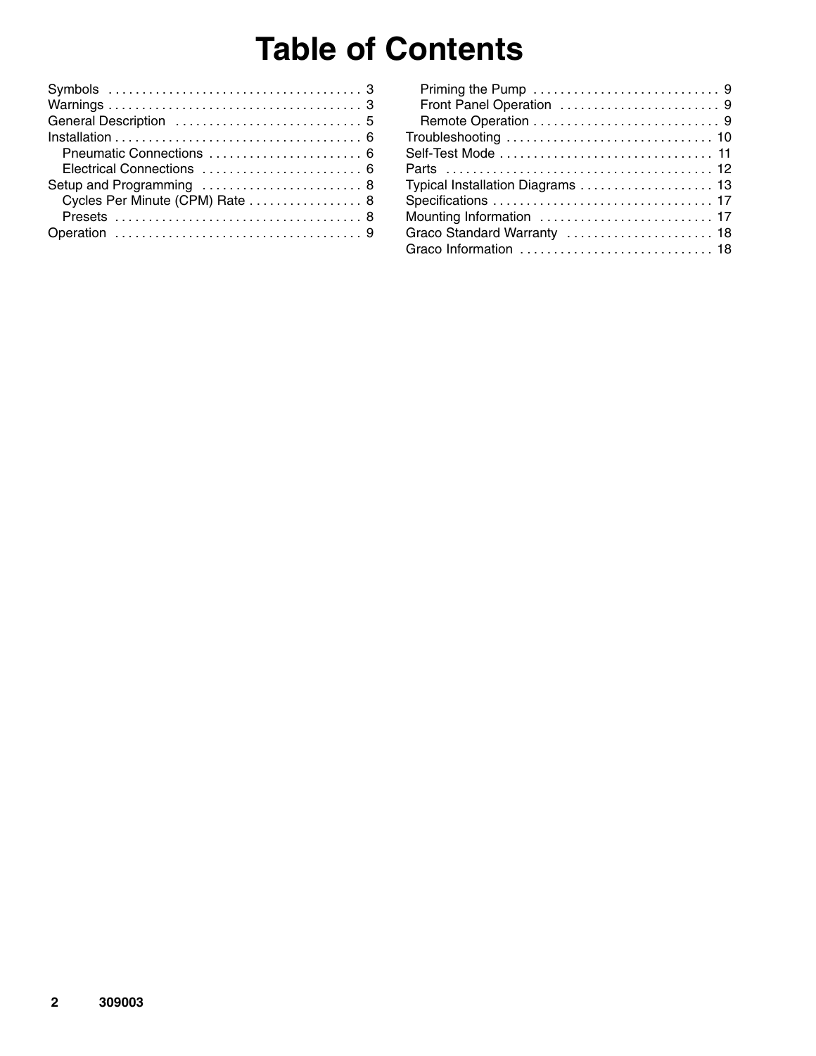# Table of Contents

- Symbols . . . . . . . . . . 3
- Warnings . . . . . . . . . . 3
- General Description . . . . . . . . . . 5
- Installation . . . . . . . . . . 6
  - Pneumatic Connections . . . . . . . . . . 6
  - Electrical Connections . . . . . . . . . . 6
- Setup and Programming . . . . . . . . . . 8
  - Cycles Per Minute (CPM) Rate . . . . . . . . . . 8
  - Presets . . . . . . . . . . 8
- Operation . . . . . . . . . . 9
  - Priming the Pump . . . . . . . . . . 9
  - Front Panel Operation . . . . . . . . . . 9
  - Remote Operation . . . . . . . . . . 9
- Troubleshooting . . . . . . . . . . 10
- Self-Test Mode . . . . . . . . . . 11
- Parts . . . . . . . . . . 12
- Typical Installation Diagrams . . . . . . . . . . 13
- Specifications . . . . . . . . . . 17
- Mounting Information . . . . . . . . . . 17
- Graco Standard Warranty . . . . . . . . . . 18
- Graco Information . . . . . . . . . . 18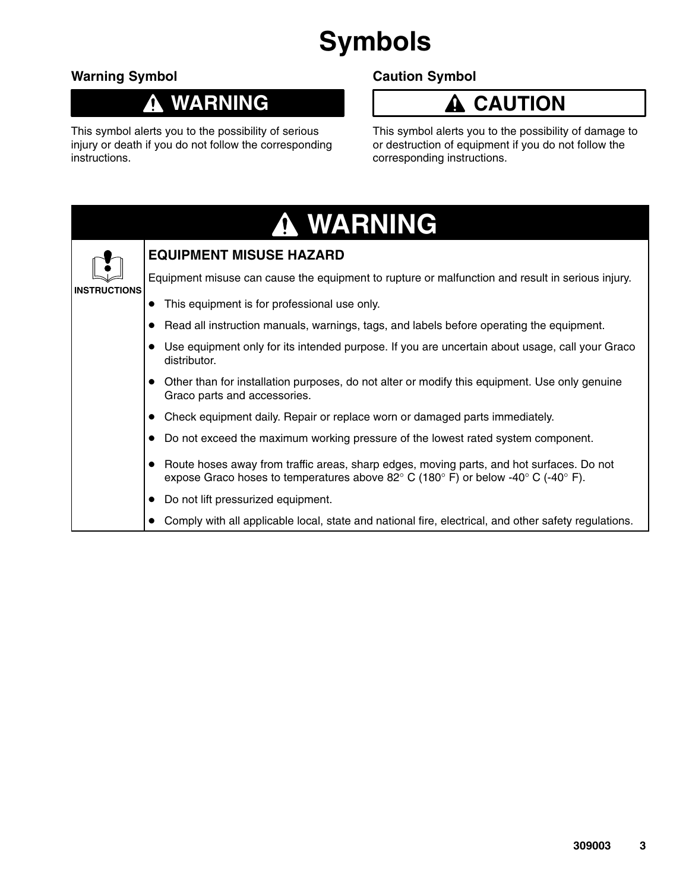# Symbols

## Warning Symbol

**⚠ WARNING**

This symbol alerts you to the possibility of serious injury or death if you do not follow the corresponding instructions.

## Caution Symbol

**⚠ CAUTION**

This symbol alerts you to the possibility of damage to or destruction of equipment if you do not follow the corresponding instructions.

## ⚠ WARNING

**INSTRUCTIONS**

### EQUIPMENT MISUSE HAZARD

Equipment misuse can cause the equipment to rupture or malfunction and result in serious injury.

- This equipment is for professional use only.
- Read all instruction manuals, warnings, tags, and labels before operating the equipment.
- Use equipment only for its intended purpose. If you are uncertain about usage, call your Graco distributor.
- Other than for installation purposes, do not alter or modify this equipment. Use only genuine Graco parts and accessories.
- Check equipment daily. Repair or replace worn or damaged parts immediately.
- Do not exceed the maximum working pressure of the lowest rated system component.
- Route hoses away from traffic areas, sharp edges, moving parts, and hot surfaces. Do not expose Graco hoses to temperatures above 82° C (180° F) or below -40° C (-40° F).
- Do not lift pressurized equipment.
- Comply with all applicable local, state and national fire, electrical, and other safety regulations.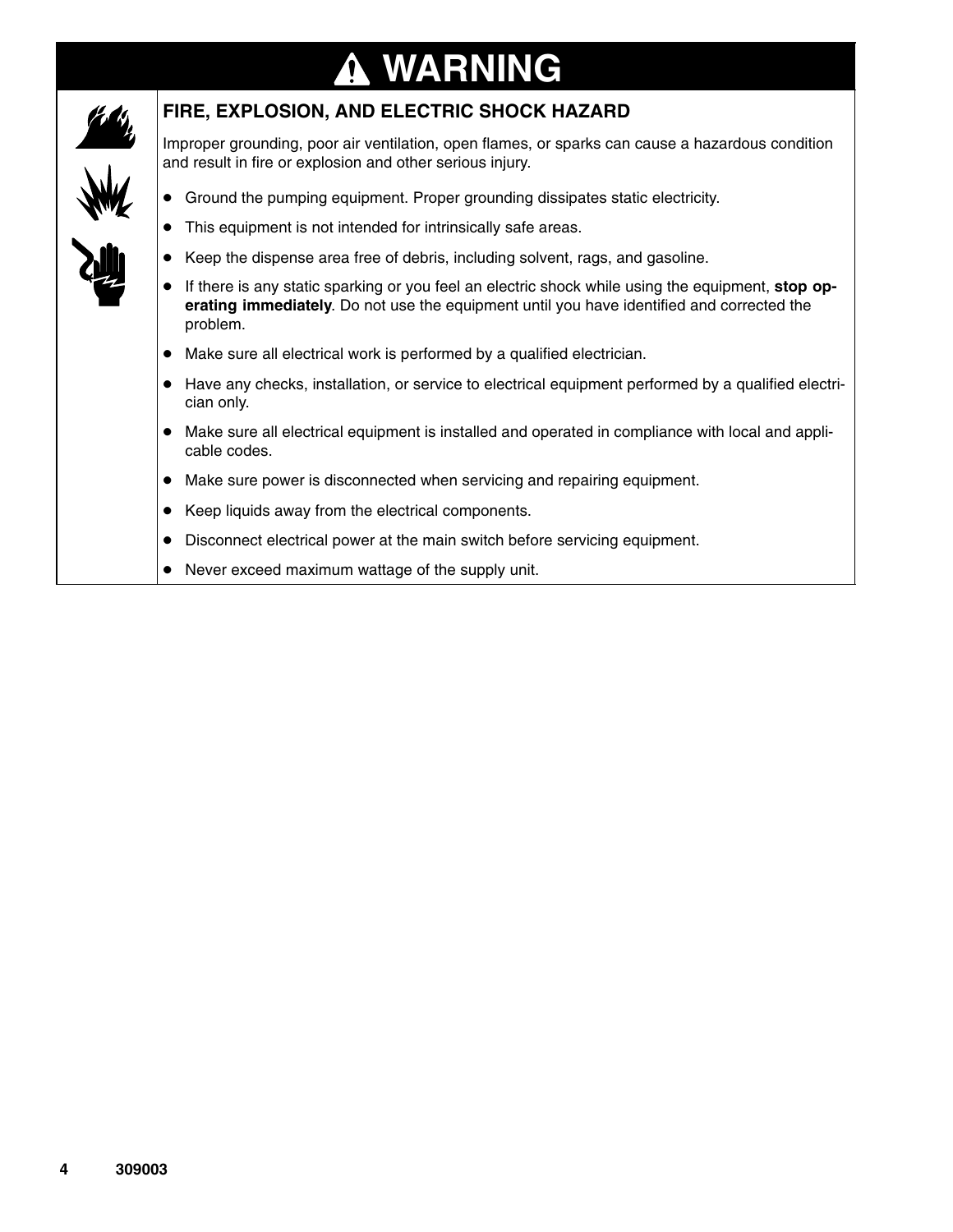# ⚠ WARNING

## FIRE, EXPLOSION, AND ELECTRIC SHOCK HAZARD

Improper grounding, poor air ventilation, open flames, or sparks can cause a hazardous condition and result in fire or explosion and other serious injury.

- Ground the pumping equipment. Proper grounding dissipates static electricity.
- This equipment is not intended for intrinsically safe areas.
- Keep the dispense area free of debris, including solvent, rags, and gasoline.
- If there is any static sparking or you feel an electric shock while using the equipment, **stop operating immediately**. Do not use the equipment until you have identified and corrected the problem.
- Make sure all electrical work is performed by a qualified electrician.
- Have any checks, installation, or service to electrical equipment performed by a qualified electrician only.
- Make sure all electrical equipment is installed and operated in compliance with local and applicable codes.
- Make sure power is disconnected when servicing and repairing equipment.
- Keep liquids away from the electrical components.
- Disconnect electrical power at the main switch before servicing equipment.
- Never exceed maximum wattage of the supply unit.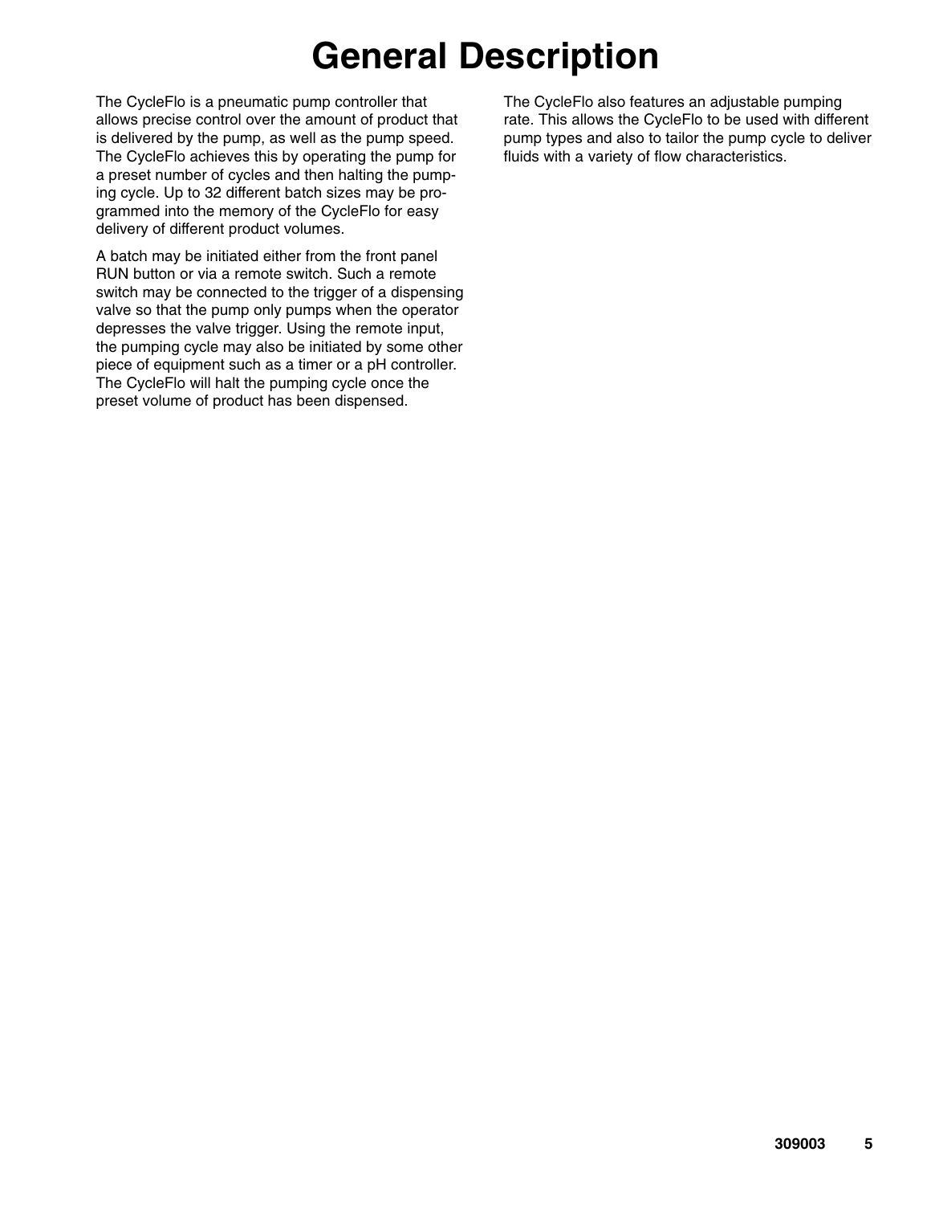# General Description

The CycleFlo is a pneumatic pump controller that allows precise control over the amount of product that is delivered by the pump, as well as the pump speed. The CycleFlo achieves this by operating the pump for a preset number of cycles and then halting the pumping cycle. Up to 32 different batch sizes may be programmed into the memory of the CycleFlo for easy delivery of different product volumes.

A batch may be initiated either from the front panel RUN button or via a remote switch. Such a remote switch may be connected to the trigger of a dispensing valve so that the pump only pumps when the operator depresses the valve trigger. Using the remote input, the pumping cycle may also be initiated by some other piece of equipment such as a timer or a pH controller. The CycleFlo will halt the pumping cycle once the preset volume of product has been dispensed.

The CycleFlo also features an adjustable pumping rate. This allows the CycleFlo to be used with different pump types and also to tailor the pump cycle to deliver fluids with a variety of flow characteristics.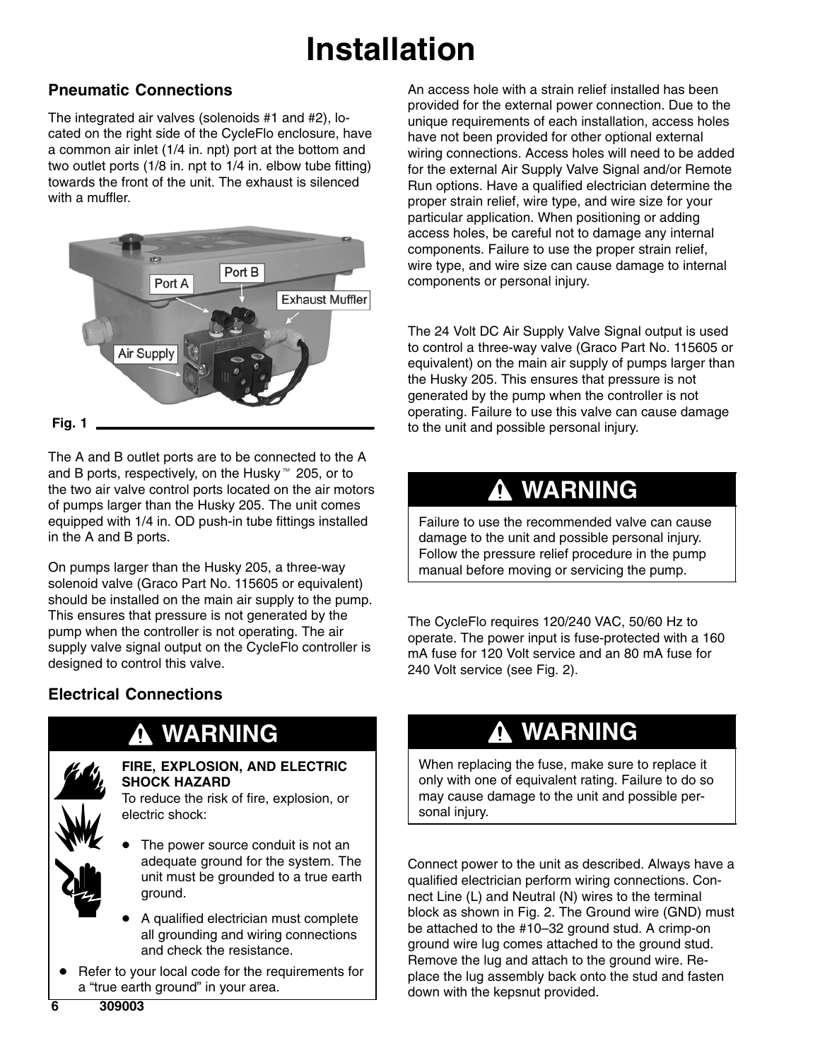# Installation

## Pneumatic Connections

The integrated air valves (solenoids #1 and #2), located on the right side of the CycleFlo enclosure, have a common air inlet (1/4 in. npt) port at the bottom and two outlet ports (1/8 in. npt to 1/4 in. elbow tube fitting) towards the front of the unit. The exhaust is silenced with a muffler.

Port A

Port B

Exhaust Muffler

Air Supply

**Fig. 1**

The A and B outlet ports are to be connected to the A and B ports, respectively, on the Husky™ 205, or to the two air valve control ports located on the air motors of pumps larger than the Husky 205. The unit comes equipped with 1/4 in. OD push-in tube fittings installed in the A and B ports.

On pumps larger than the Husky 205, a three-way solenoid valve (Graco Part No. 115605 or equivalent) should be installed on the main air supply to the pump. This ensures that pressure is not generated by the pump when the controller is not operating. The air supply valve signal output on the CycleFlo controller is designed to control this valve.

## Electrical Connections

> **⚠ WARNING**
>
> **FIRE, EXPLOSION, AND ELECTRIC SHOCK HAZARD**
> To reduce the risk of fire, explosion, or electric shock:
>
> - The power source conduit is not an adequate ground for the system. The unit must be grounded to a true earth ground.
> - A qualified electrician must complete all grounding and wiring connections and check the resistance.
> - Refer to your local code for the requirements for a "true earth ground" in your area.

An access hole with a strain relief installed has been provided for the external power connection. Due to the unique requirements of each installation, access holes have not been provided for other optional external wiring connections. Access holes will need to be added for the external Air Supply Valve Signal and/or Remote Run options. Have a qualified electrician determine the proper strain relief, wire type, and wire size for your particular application. When positioning or adding access holes, be careful not to damage any internal components. Failure to use the proper strain relief, wire type, and wire size can cause damage to internal components or personal injury.

The 24 Volt DC Air Supply Valve Signal output is used to control a three-way valve (Graco Part No. 115605 or equivalent) on the main air supply of pumps larger than the Husky 205. This ensures that pressure is not generated by the pump when the controller is not operating. Failure to use this valve can cause damage to the unit and possible personal injury.

> **⚠ WARNING**
>
> Failure to use the recommended valve can cause damage to the unit and possible personal injury. Follow the pressure relief procedure in the pump manual before moving or servicing the pump.

The CycleFlo requires 120/240 VAC, 50/60 Hz to operate. The power input is fuse-protected with a 160 mA fuse for 120 Volt service and an 80 mA fuse for 240 Volt service (see Fig. 2).

> **⚠ WARNING**
>
> When replacing the fuse, make sure to replace it only with one of equivalent rating. Failure to do so may cause damage to the unit and possible personal injury.

Connect power to the unit as described. Always have a qualified electrician perform wiring connections. Connect Line (L) and Neutral (N) wires to the terminal block as shown in Fig. 2. The Ground wire (GND) must be attached to the #10–32 ground stud. A crimp-on ground wire lug comes attached to the ground stud. Remove the lug and attach to the ground wire. Replace the lug assembly back onto the stud and fasten down with the kepsnut provided.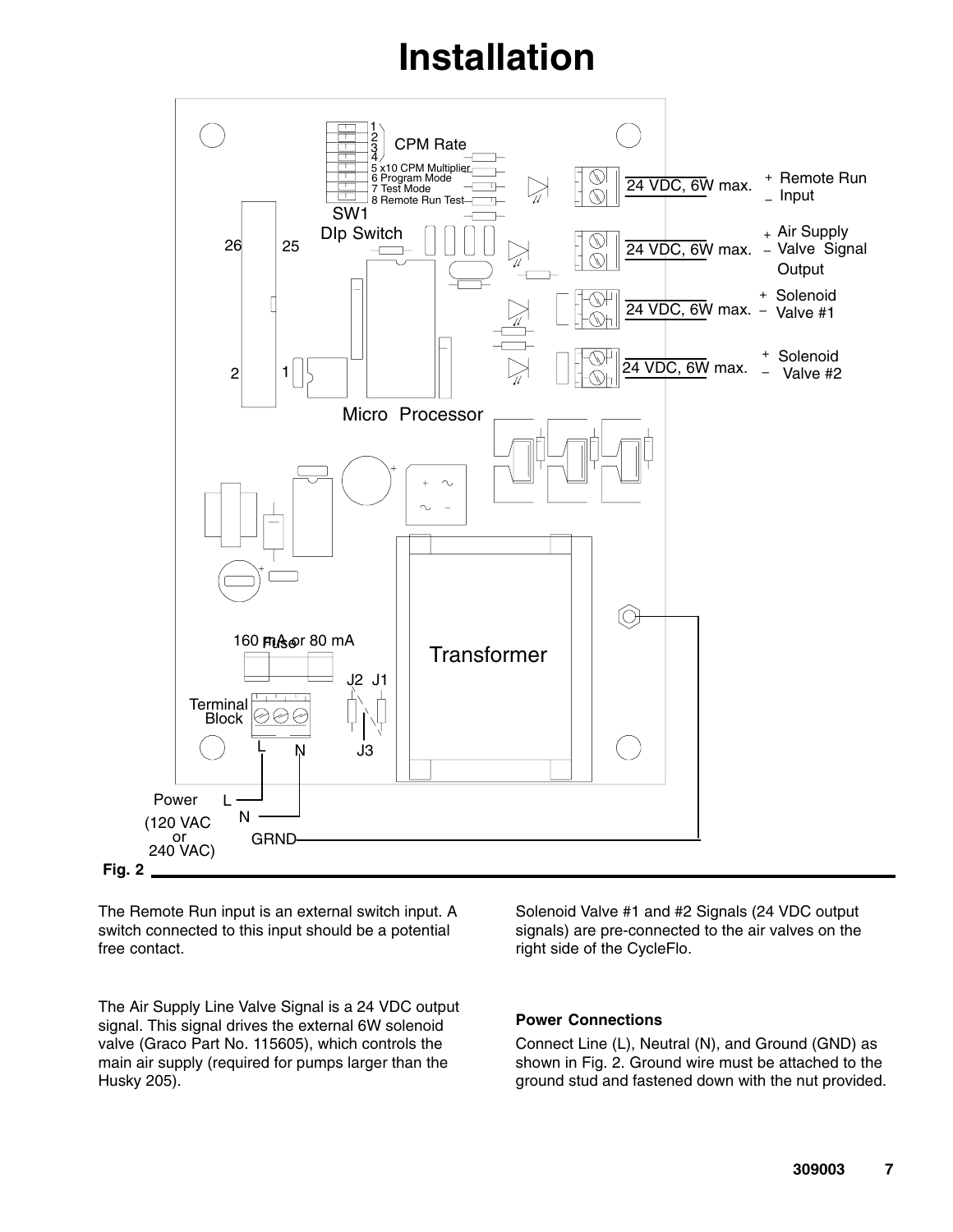# Installation

Fig. 2

The Remote Run input is an external switch input. A switch connected to this input should be a potential free contact.

The Air Supply Line Valve Signal is a 24 VDC output signal. This signal drives the external 6W solenoid valve (Graco Part No. 115605), which controls the main air supply (required for pumps larger than the Husky 205).

Solenoid Valve #1 and #2 Signals (24 VDC output signals) are pre-connected to the air valves on the right side of the CycleFlo.

**Power Connections**

Connect Line (L), Neutral (N), and Ground (GND) as shown in Fig. 2. Ground wire must be attached to the ground stud and fastened down with the nut provided.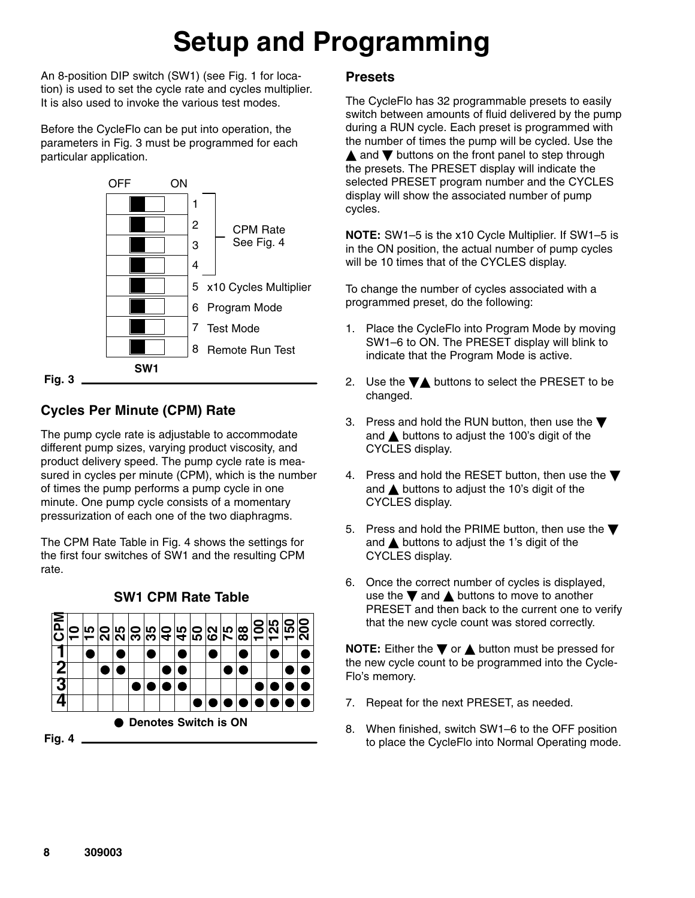# Setup and Programming

An 8-position DIP switch (SW1) (see Fig. 1 for location) is used to set the cycle rate and cycles multiplier. It is also used to invoke the various test modes.

Before the CycleFlo can be put into operation, the parameters in Fig. 3 must be programmed for each particular application.

**SW1** (OFF / ON)

| Switch | Function |
|---|---|
| 1 | CPM Rate (See Fig. 4) |
| 2 | CPM Rate (See Fig. 4) |
| 3 | CPM Rate (See Fig. 4) |
| 4 | CPM Rate (See Fig. 4) |
| 5 | x10 Cycles Multiplier |
| 6 | Program Mode |
| 7 | Test Mode |
| 8 | Remote Run Test |

Fig. 3

## Cycles Per Minute (CPM) Rate

The pump cycle rate is adjustable to accommodate different pump sizes, varying product viscosity, and product delivery speed. The pump cycle rate is measured in cycles per minute (CPM), which is the number of times the pump performs a pump cycle in one minute. One pump cycle consists of a momentary pressurization of each one of the two diaphragms.

The CPM Rate Table in Fig. 4 shows the settings for the first four switches of SW1 and the resulting CPM rate.

**SW1 CPM Rate Table**

| CPM | 10 | 15 | 20 | 25 | 30 | 35 | 40 | 45 | 50 | 62 | 75 | 88 | 100 | 125 | 150 | 200 |
|---|---|---|---|---|---|---|---|---|---|---|---|---|---|---|---|---|
| 1 | | ● | | ● | | ● | | ● | | ● | | ● | | ● | | ● |
| 2 | | | ● | ● | | | ● | ● | | | ● | ● | | | ● | ● |
| 3 | | | | | ● | ● | ● | ● | | | | | ● | ● | ● | ● |
| 4 | | | | | | | | | ● | ● | ● | ● | ● | ● | ● | ● |

● Denotes Switch is ON

Fig. 4

## Presets

The CycleFlo has 32 programmable presets to easily switch between amounts of fluid delivered by the pump during a RUN cycle. Each preset is programmed with the number of times the pump will be cycled. Use the ▲ and ▼ buttons on the front panel to step through the presets. The PRESET display will indicate the selected PRESET program number and the CYCLES display will show the associated number of pump cycles.

**NOTE:** SW1–5 is the x10 Cycle Multiplier. If SW1–5 is in the ON position, the actual number of pump cycles will be 10 times that of the CYCLES display.

To change the number of cycles associated with a programmed preset, do the following:

1. Place the CycleFlo into Program Mode by moving SW1–6 to ON. The PRESET display will blink to indicate that the Program Mode is active.
2. Use the ▼▲ buttons to select the PRESET to be changed.
3. Press and hold the RUN button, then use the ▼ and ▲ buttons to adjust the 100's digit of the CYCLES display.
4. Press and hold the RESET button, then use the ▼ and ▲ buttons to adjust the 10's digit of the CYCLES display.
5. Press and hold the PRIME button, then use the ▼ and ▲ buttons to adjust the 1's digit of the CYCLES display.
6. Once the correct number of cycles is displayed, use the ▼ and ▲ buttons to move to another PRESET and then back to the current one to verify that the new cycle count was stored correctly.

**NOTE:** Either the ▼ or ▲ button must be pressed for the new cycle count to be programmed into the CycleFlo's memory.

7. Repeat for the next PRESET, as needed.
8. When finished, switch SW1–6 to the OFF position to place the CycleFlo into Normal Operating mode.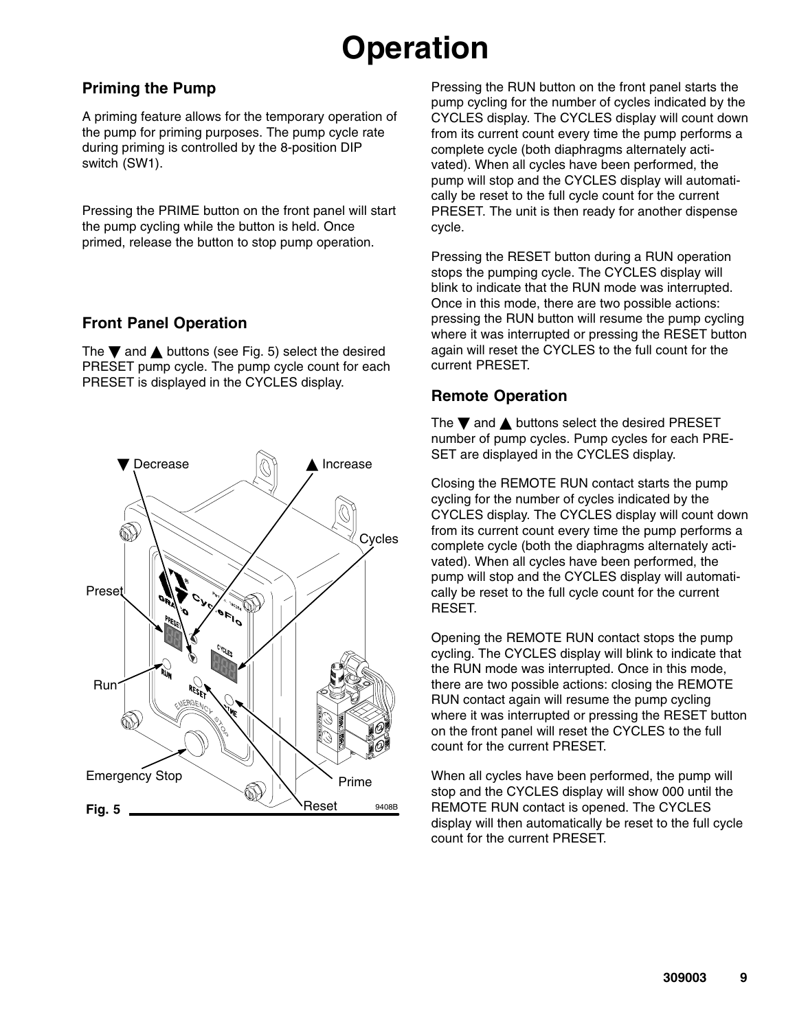# Operation

## Priming the Pump

A priming feature allows for the temporary operation of the pump for priming purposes. The pump cycle rate during priming is controlled by the 8-position DIP switch (SW1).

Pressing the PRIME button on the front panel will start the pump cycling while the button is held. Once primed, release the button to stop pump operation.

## Front Panel Operation

The ▼ and ▲ buttons (see Fig. 5) select the desired PRESET pump cycle. The pump cycle count for each PRESET is displayed in the CYCLES display.

Fig. 5

Pressing the RUN button on the front panel starts the pump cycling for the number of cycles indicated by the CYCLES display. The CYCLES display will count down from its current count every time the pump performs a complete cycle (both diaphragms alternately activated). When all cycles have been performed, the pump will stop and the CYCLES display will automatically be reset to the full cycle count for the current PRESET. The unit is then ready for another dispense cycle.

Pressing the RESET button during a RUN operation stops the pumping cycle. The CYCLES display will blink to indicate that the RUN mode was interrupted. Once in this mode, there are two possible actions: pressing the RUN button will resume the pump cycling where it was interrupted or pressing the RESET button again will reset the CYCLES to the full count for the current PRESET.

## Remote Operation

The ▼ and ▲ buttons select the desired PRESET number of pump cycles. Pump cycles for each PRESET are displayed in the CYCLES display.

Closing the REMOTE RUN contact starts the pump cycling for the number of cycles indicated by the CYCLES display. The CYCLES display will count down from its current count every time the pump performs a complete cycle (both the diaphragms alternately activated). When all cycles have been performed, the pump will stop and the CYCLES display will automatically be reset to the full cycle count for the current RESET.

Opening the REMOTE RUN contact stops the pump cycling. The CYCLES display will blink to indicate that the RUN mode was interrupted. Once in this mode, there are two possible actions: closing the REMOTE RUN contact again will resume the pump cycling where it was interrupted or pressing the RESET button on the front panel will reset the CYCLES to the full count for the current PRESET.

When all cycles have been performed, the pump will stop and the CYCLES display will show 000 until the REMOTE RUN contact is opened. The CYCLES display will then automatically be reset to the full cycle count for the current PRESET.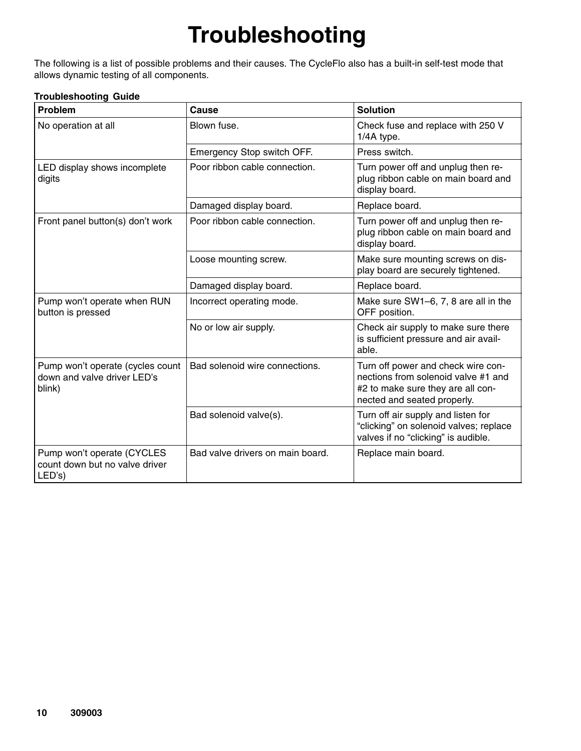# Troubleshooting

The following is a list of possible problems and their causes. The CycleFlo also has a built-in self-test mode that allows dynamic testing of all components.

**Troubleshooting Guide**

| Problem | Cause | Solution |
| --- | --- | --- |
| No operation at all | Blown fuse. | Check fuse and replace with 250 V 1/4A type. |
| | Emergency Stop switch OFF. | Press switch. |
| LED display shows incomplete digits | Poor ribbon cable connection. | Turn power off and unplug then re-plug ribbon cable on main board and display board. |
| | Damaged display board. | Replace board. |
| Front panel button(s) don't work | Poor ribbon cable connection. | Turn power off and unplug then re-plug ribbon cable on main board and display board. |
| | Loose mounting screw. | Make sure mounting screws on display board are securely tightened. |
| | Damaged display board. | Replace board. |
| Pump won't operate when RUN button is pressed | Incorrect operating mode. | Make sure SW1–6, 7, 8 are all in the OFF position. |
| | No or low air supply. | Check air supply to make sure there is sufficient pressure and air available. |
| Pump won't operate (cycles count down and valve driver LED's blink) | Bad solenoid wire connections. | Turn off power and check wire connections from solenoid valve #1 and #2 to make sure they are all connected and seated properly. |
| | Bad solenoid valve(s). | Turn off air supply and listen for "clicking" on solenoid valves; replace valves if no "clicking" is audible. |
| Pump won't operate (CYCLES count down but no valve driver LED's) | Bad valve drivers on main board. | Replace main board. |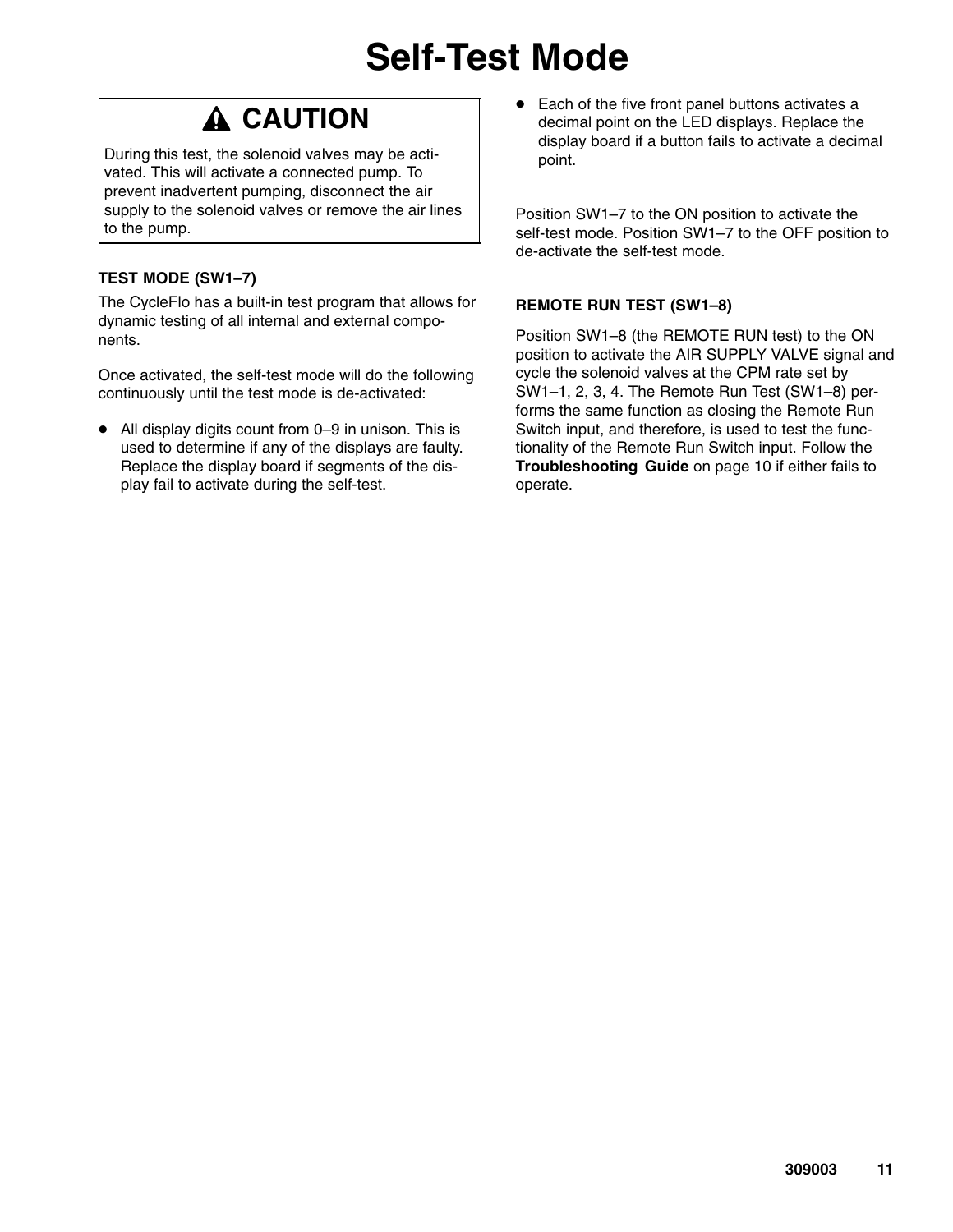# Self-Test Mode

## ⚠ CAUTION

During this test, the solenoid valves may be activated. This will activate a connected pump. To prevent inadvertent pumping, disconnect the air supply to the solenoid valves or remove the air lines to the pump.

### TEST MODE (SW1–7)

The CycleFlo has a built-in test program that allows for dynamic testing of all internal and external components.

Once activated, the self-test mode will do the following continuously until the test mode is de-activated:

- All display digits count from 0–9 in unison. This is used to determine if any of the displays are faulty. Replace the display board if segments of the display fail to activate during the self-test.
- Each of the five front panel buttons activates a decimal point on the LED displays. Replace the display board if a button fails to activate a decimal point.

Position SW1–7 to the ON position to activate the self-test mode. Position SW1–7 to the OFF position to de-activate the self-test mode.

### REMOTE RUN TEST (SW1–8)

Position SW1–8 (the REMOTE RUN test) to the ON position to activate the AIR SUPPLY VALVE signal and cycle the solenoid valves at the CPM rate set by SW1–1, 2, 3, 4. The Remote Run Test (SW1–8) performs the same function as closing the Remote Run Switch input, and therefore, is used to test the functionality of the Remote Run Switch input. Follow the **Troubleshooting Guide** on page 10 if either fails to operate.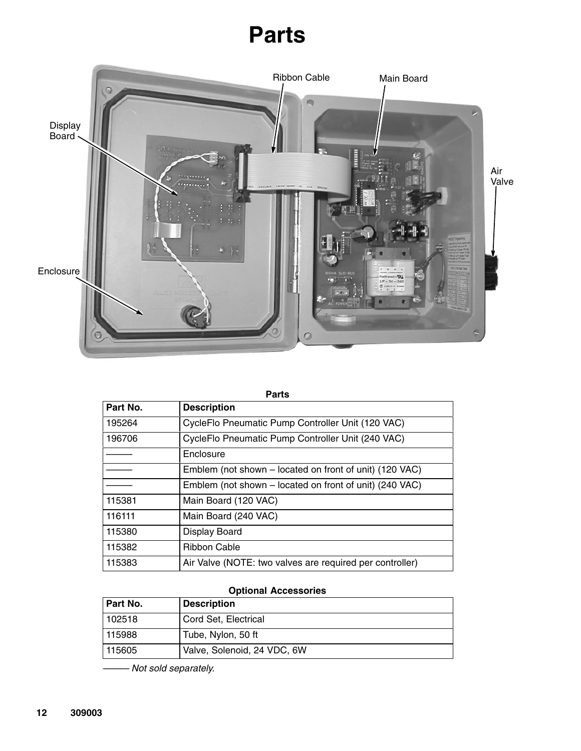# Parts

Ribbon Cable

Main Board

Display Board

Air Valve

Enclosure

**Parts**

| Part No. | Description |
|---|---|
| 195264 | CycleFlo Pneumatic Pump Controller Unit (120 VAC) |
| 196706 | CycleFlo Pneumatic Pump Controller Unit (240 VAC) |
| ——— | Enclosure |
| ——— | Emblem (not shown – located on front of unit) (120 VAC) |
| ——— | Emblem (not shown – located on front of unit) (240 VAC) |
| 115381 | Main Board (120 VAC) |
| 116111 | Main Board (240 VAC) |
| 115380 | Display Board |
| 115382 | Ribbon Cable |
| 115383 | Air Valve (NOTE: two valves are required per controller) |

**Optional Accessories**

| Part No. | Description |
|---|---|
| 102518 | Cord Set, Electrical |
| 115988 | Tube, Nylon, 50 ft |
| 115605 | Valve, Solenoid, 24 VDC, 6W |

*——— Not sold separately.*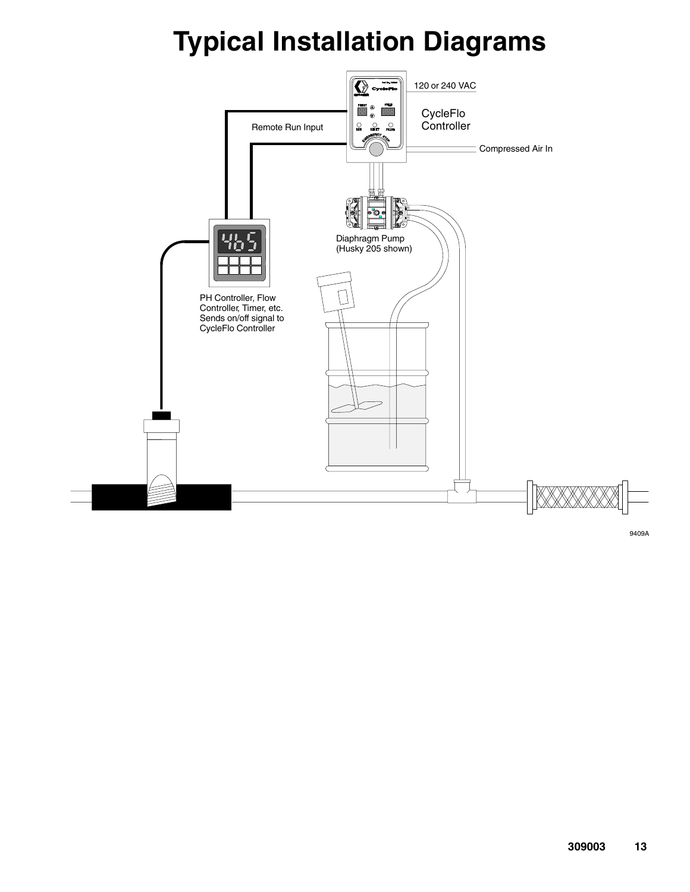# Typical Installation Diagrams

120 or 240 VAC

CycleFlo Controller

Remote Run Input

Compressed Air In

Diaphragm Pump (Husky 205 shown)

PH Controller, Flow Controller, Timer, etc. Sends on/off signal to CycleFlo Controller

9409A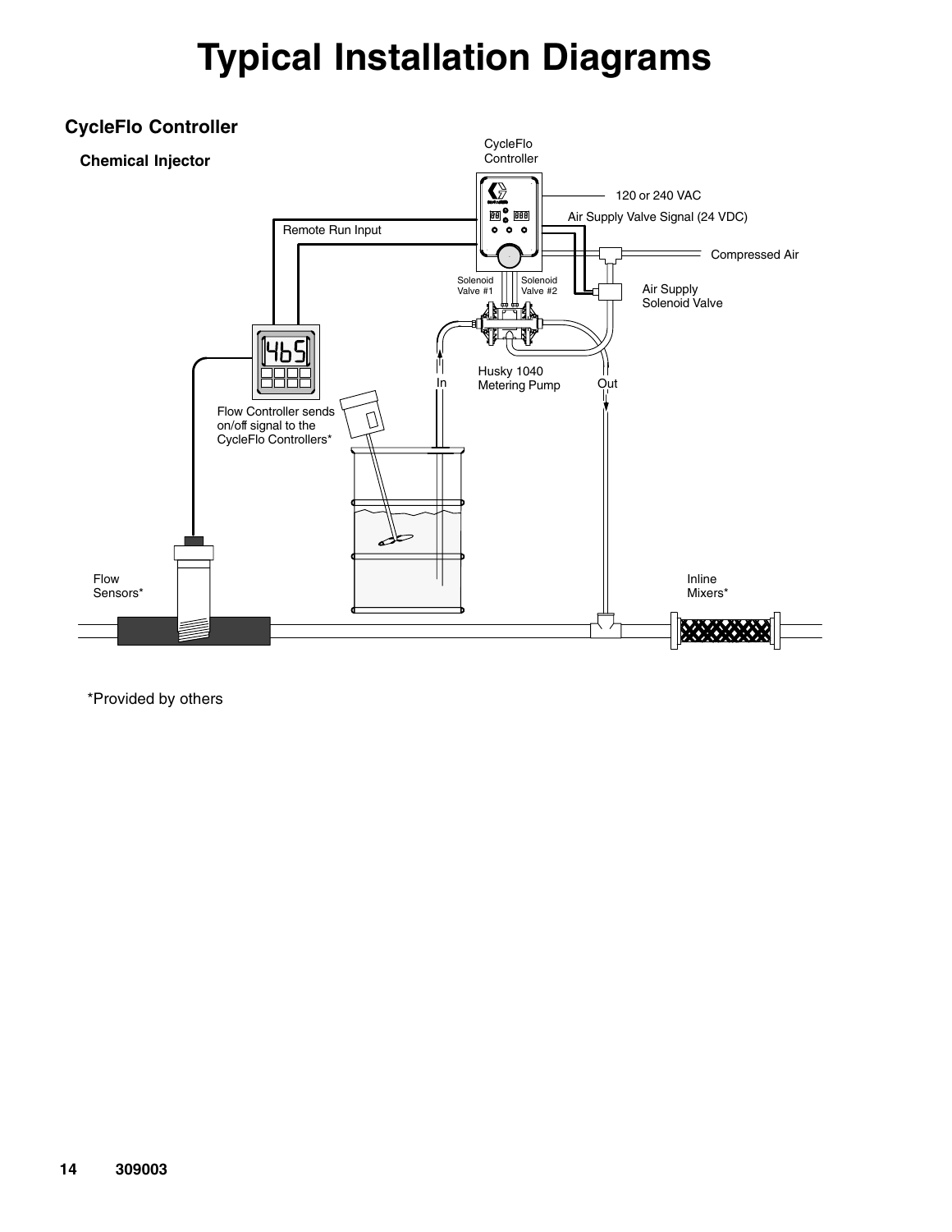# Typical Installation Diagrams

## CycleFlo Controller

### Chemical Injector

CycleFlo Controller

120 or 240 VAC

Air Supply Valve Signal (24 VDC)

Remote Run Input

Compressed Air

Solenoid Valve #1

Solenoid Valve #2

Air Supply Solenoid Valve

Husky 1040 Metering Pump

In

Out

Flow Controller sends on/off signal to the CycleFlo Controllers*

Flow Sensors*

Inline Mixers*

*Provided by others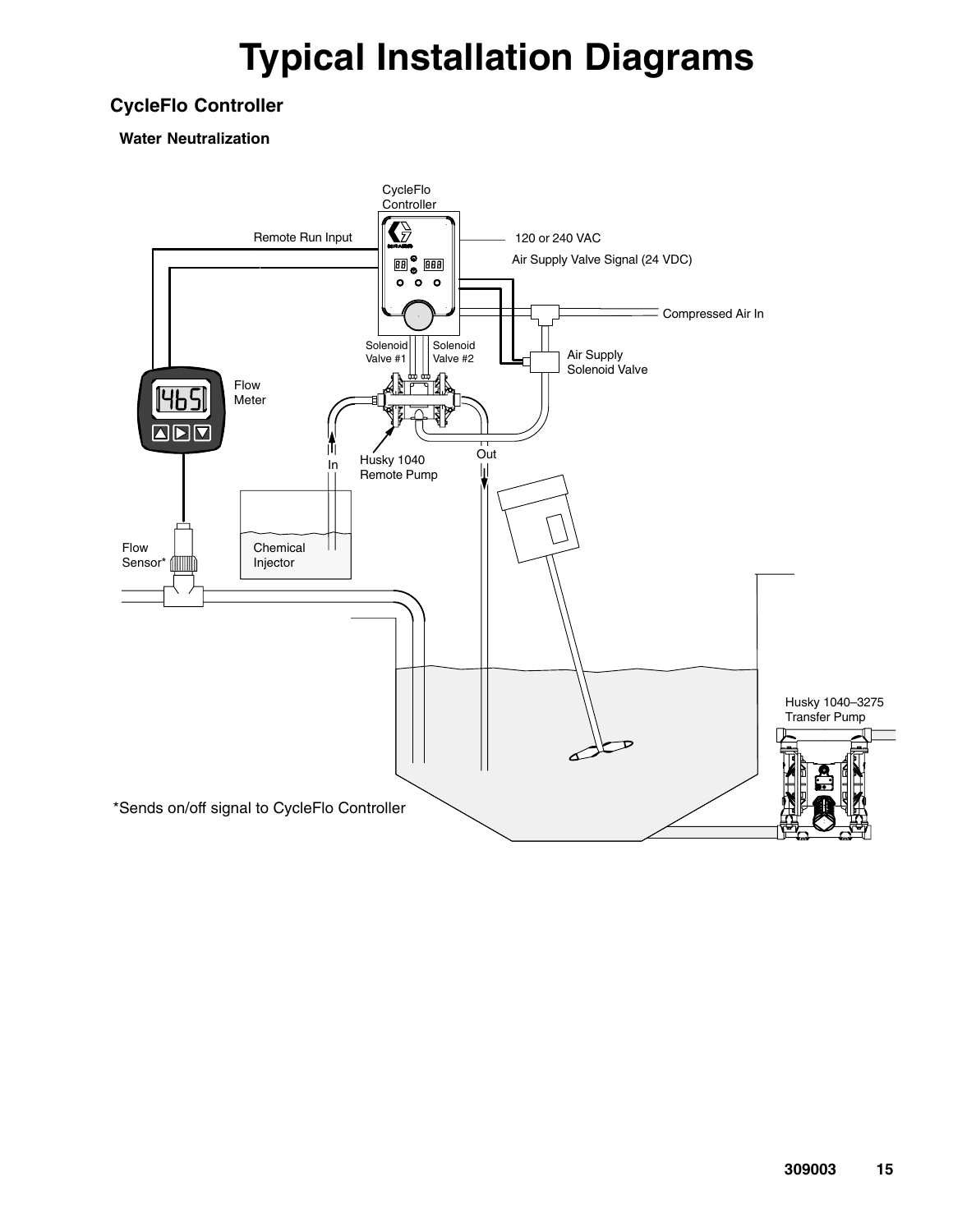# Typical Installation Diagrams

## CycleFlo Controller

### Water Neutralization

CycleFlo Controller

Remote Run Input

120 or 240 VAC

Air Supply Valve Signal (24 VDC)

Compressed Air In

Solenoid Valve #1

Solenoid Valve #2

Air Supply Solenoid Valve

Flow Meter

In

Husky 1040 Remote Pump

Out

Chemical Injector

Flow Sensor*

Husky 1040–3275 Transfer Pump

*Sends on/off signal to CycleFlo Controller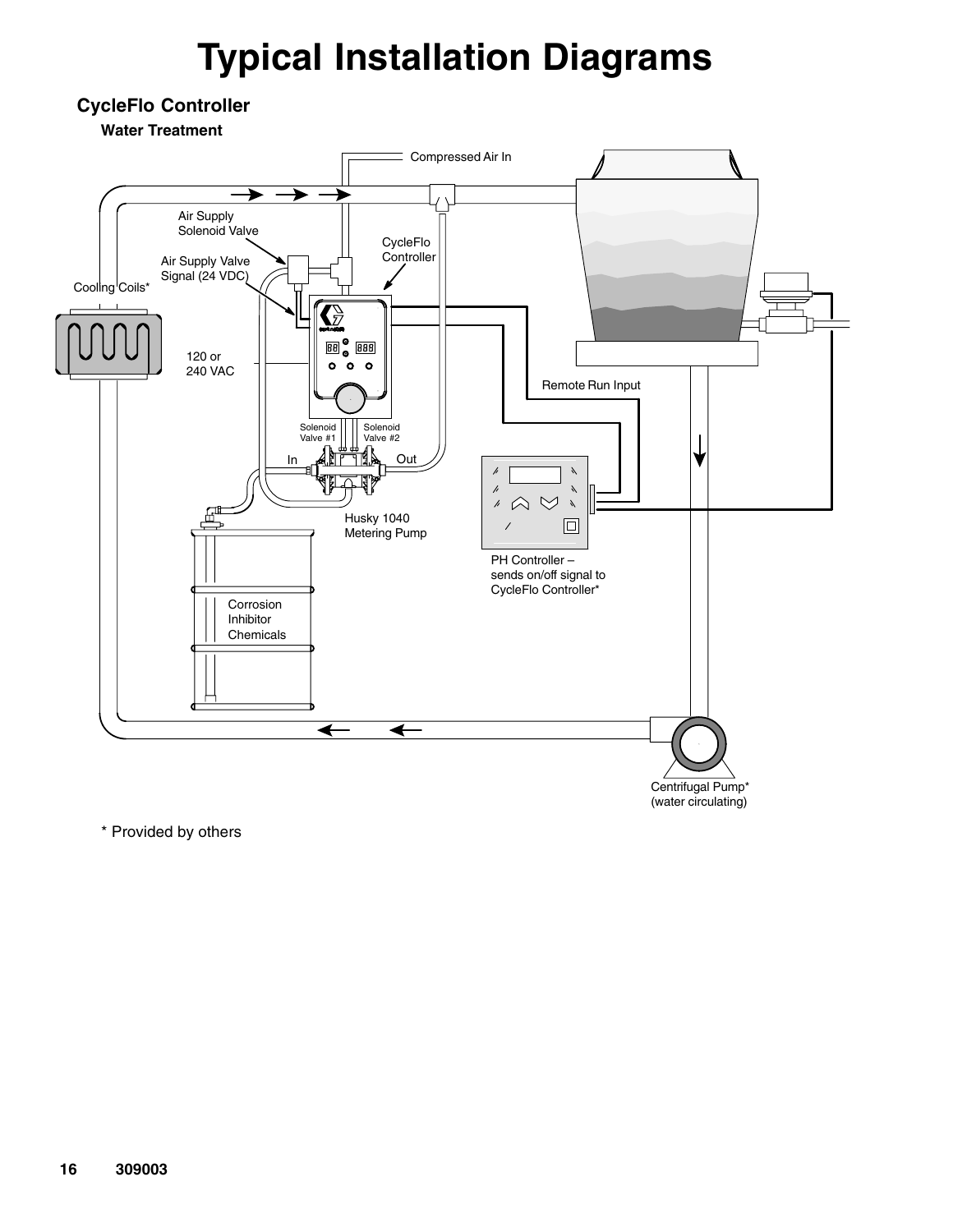# Typical Installation Diagrams

## CycleFlo Controller

### Water Treatment

Compressed Air In

Air Supply Solenoid Valve

Air Supply Valve Signal (24 VDC)

CycleFlo Controller

Cooling Coils*

120 or 240 VAC

Remote Run Input

Solenoid Valve #1

Solenoid Valve #2

In

Out

Husky 1040 Metering Pump

PH Controller – sends on/off signal to CycleFlo Controller*

Corrosion Inhibitor Chemicals

Centrifugal Pump* (water circulating)

\* Provided by others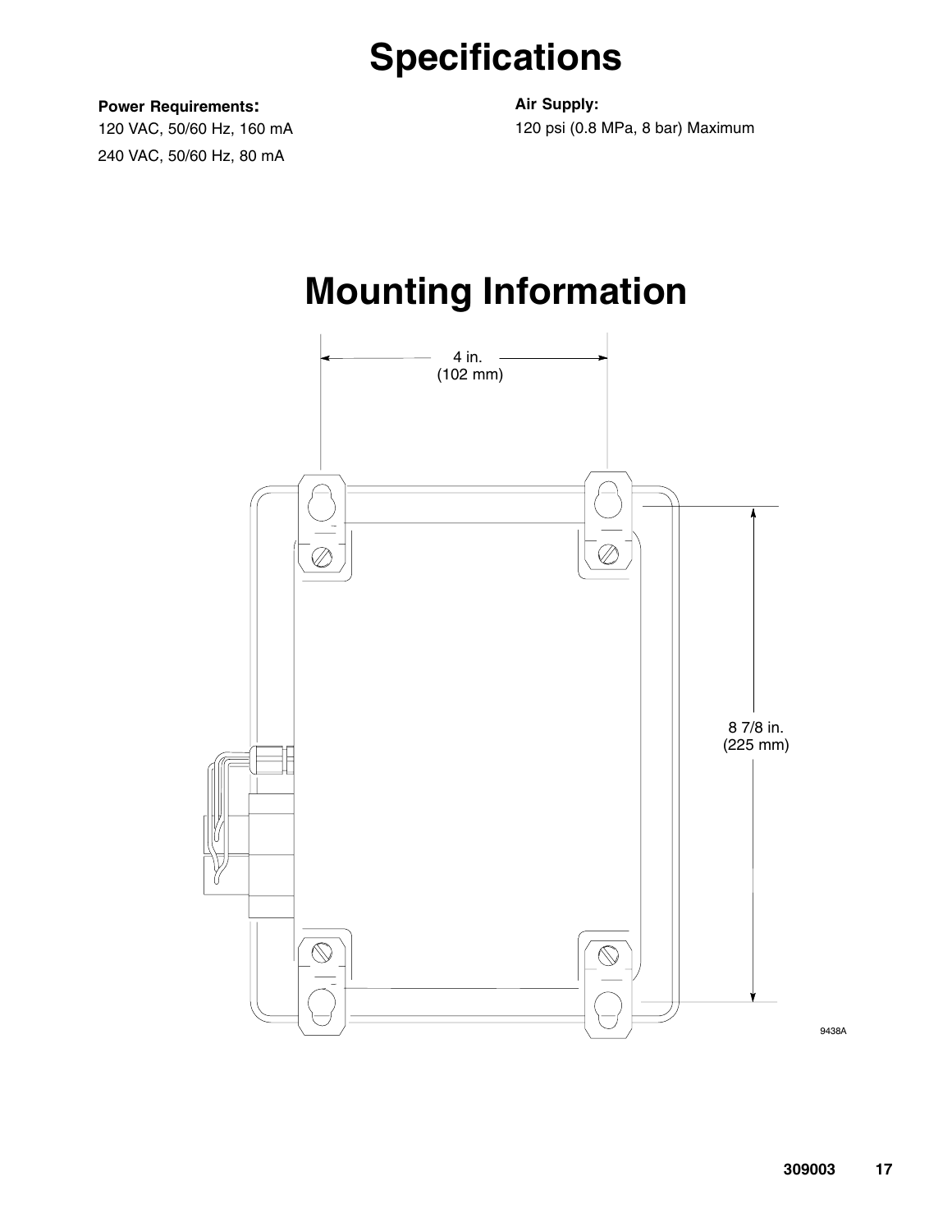# Specifications

**Power Requirements:**

120 VAC, 50/60 Hz, 160 mA

240 VAC, 50/60 Hz, 80 mA

**Air Supply:**

120 psi (0.8 MPa, 8 bar) Maximum

# Mounting Information

4 in. (102 mm)

8 7/8 in. (225 mm)

9438A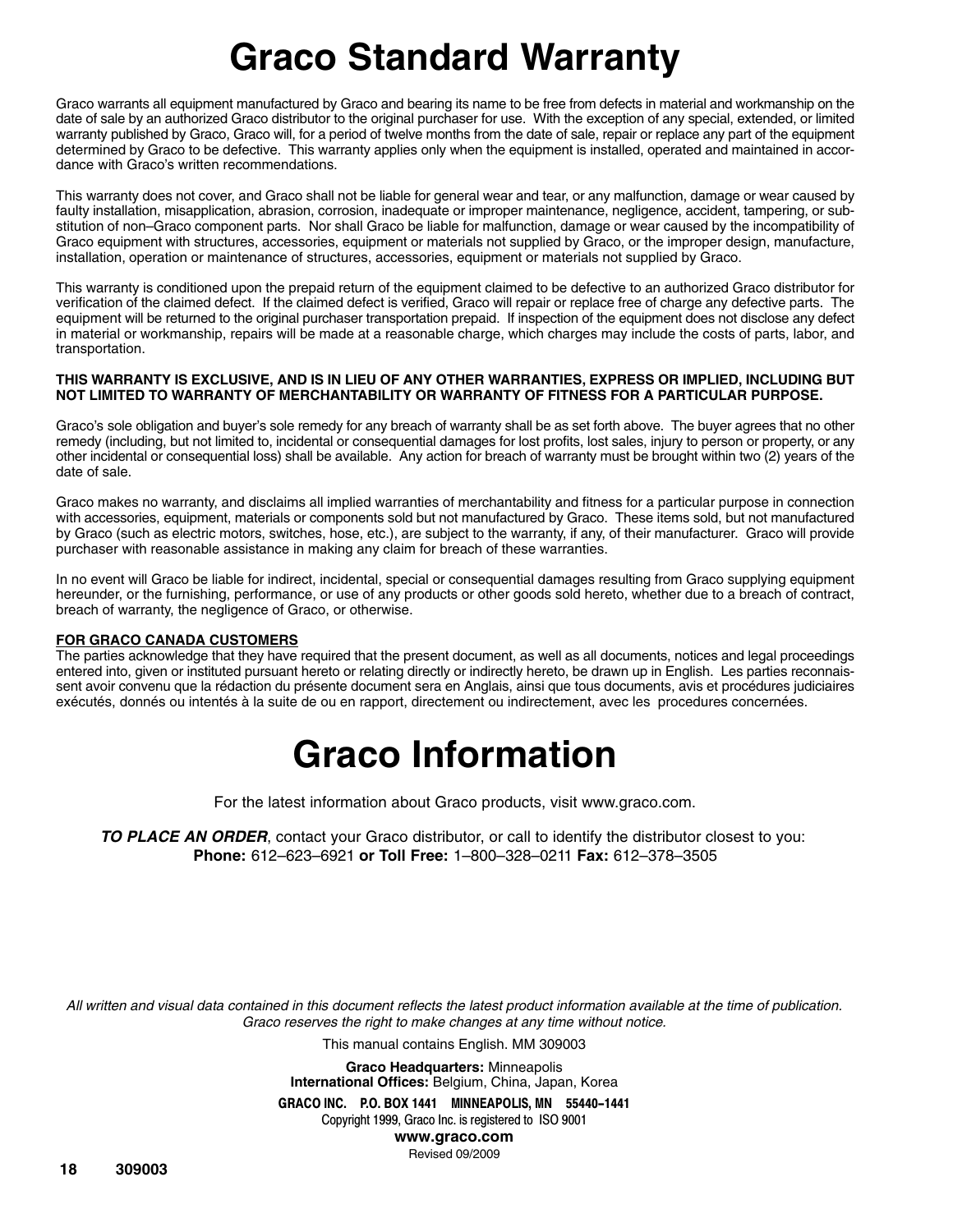# Graco Standard Warranty

Graco warrants all equipment manufactured by Graco and bearing its name to be free from defects in material and workmanship on the date of sale by an authorized Graco distributor to the original purchaser for use. With the exception of any special, extended, or limited warranty published by Graco, Graco will, for a period of twelve months from the date of sale, repair or replace any part of the equipment determined by Graco to be defective. This warranty applies only when the equipment is installed, operated and maintained in accordance with Graco's written recommendations.

This warranty does not cover, and Graco shall not be liable for general wear and tear, or any malfunction, damage or wear caused by faulty installation, misapplication, abrasion, corrosion, inadequate or improper maintenance, negligence, accident, tampering, or substitution of non–Graco component parts. Nor shall Graco be liable for malfunction, damage or wear caused by the incompatibility of Graco equipment with structures, accessories, equipment or materials not supplied by Graco, or the improper design, manufacture, installation, operation or maintenance of structures, accessories, equipment or materials not supplied by Graco.

This warranty is conditioned upon the prepaid return of the equipment claimed to be defective to an authorized Graco distributor for verification of the claimed defect. If the claimed defect is verified, Graco will repair or replace free of charge any defective parts. The equipment will be returned to the original purchaser transportation prepaid. If inspection of the equipment does not disclose any defect in material or workmanship, repairs will be made at a reasonable charge, which charges may include the costs of parts, labor, and transportation.

**THIS WARRANTY IS EXCLUSIVE, AND IS IN LIEU OF ANY OTHER WARRANTIES, EXPRESS OR IMPLIED, INCLUDING BUT NOT LIMITED TO WARRANTY OF MERCHANTABILITY OR WARRANTY OF FITNESS FOR A PARTICULAR PURPOSE.**

Graco's sole obligation and buyer's sole remedy for any breach of warranty shall be as set forth above. The buyer agrees that no other remedy (including, but not limited to, incidental or consequential damages for lost profits, lost sales, injury to person or property, or any other incidental or consequential loss) shall be available. Any action for breach of warranty must be brought within two (2) years of the date of sale.

Graco makes no warranty, and disclaims all implied warranties of merchantability and fitness for a particular purpose in connection with accessories, equipment, materials or components sold but not manufactured by Graco. These items sold, but not manufactured by Graco (such as electric motors, switches, hose, etc.), are subject to the warranty, if any, of their manufacturer. Graco will provide purchaser with reasonable assistance in making any claim for breach of these warranties.

In no event will Graco be liable for indirect, incidental, special or consequential damages resulting from Graco supplying equipment hereunder, or the furnishing, performance, or use of any products or other goods sold hereto, whether due to a breach of contract, breach of warranty, the negligence of Graco, or otherwise.

**FOR GRACO CANADA CUSTOMERS**

The parties acknowledge that they have required that the present document, as well as all documents, notices and legal proceedings entered into, given or instituted pursuant hereto or relating directly or indirectly hereto, be drawn up in English. Les parties reconnaissent avoir convenu que la rédaction du présente document sera en Anglais, ainsi que tous documents, avis et procédures judiciaires exécutés, donnés ou intentés à la suite de ou en rapport, directement ou indirectement, avec les procedures concernées.

# Graco Information

For the latest information about Graco products, visit www.graco.com.

***TO PLACE AN ORDER***, contact your Graco distributor, or call to identify the distributor closest to you:
**Phone:** 612–623–6921 **or Toll Free:** 1–800–328–0211 **Fax:** 612–378–3505

*All written and visual data contained in this document reflects the latest product information available at the time of publication. Graco reserves the right to make changes at any time without notice.*

This manual contains English. MM 309003

**Graco Headquarters:** Minneapolis
**International Offices:** Belgium, China, Japan, Korea

**GRACO INC. P.O. BOX 1441 MINNEAPOLIS, MN 55440–1441**
Copyright 1999, Graco Inc. is registered to ISO 9001

**www.graco.com**
Revised 09/2009